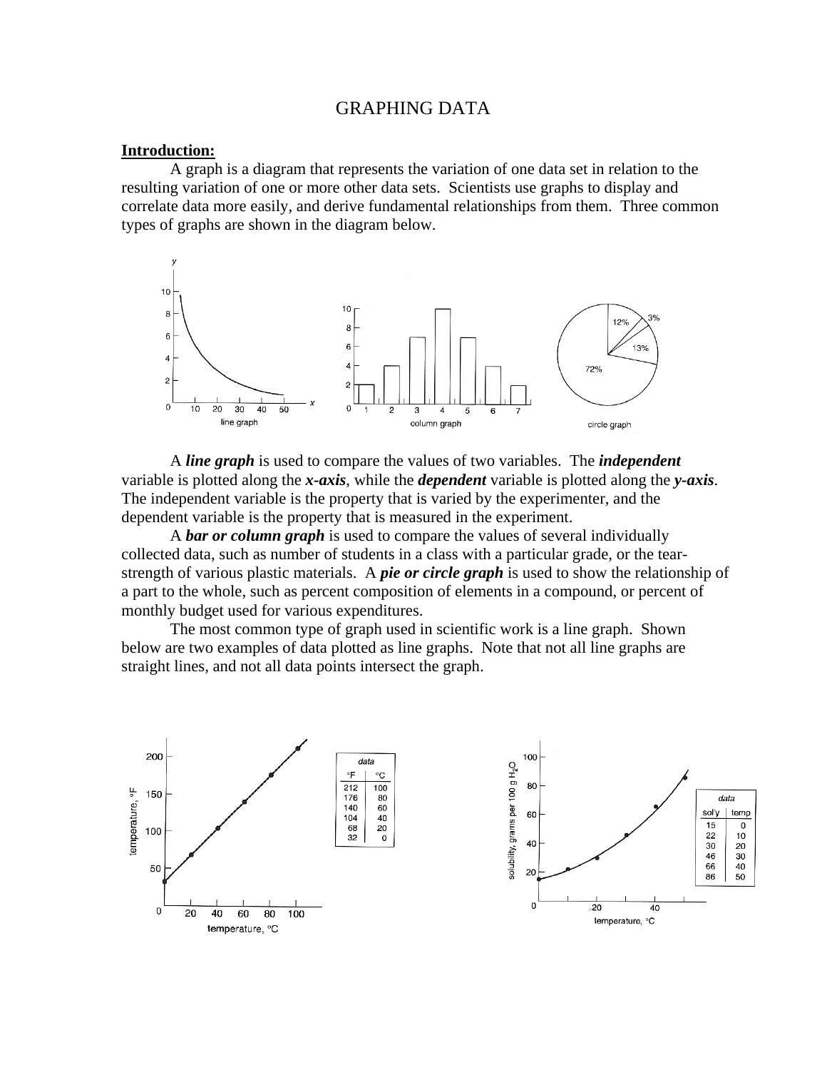# GRAPHING DATA

**Introduction:**

A graph is a diagram that represents the variation of one data set in relation to the resulting variation of one or more other data sets. Scientists use graphs to display and correlate data more easily, and derive fundamental relationships from them. Three common types of graphs are shown in the diagram below.

A ***line graph*** is used to compare the values of two variables. The ***independent*** variable is plotted along the ***x-axis***, while the ***dependent*** variable is plotted along the ***y-axis***. The independent variable is the property that is varied by the experimenter, and the dependent variable is the property that is measured in the experiment.

A ***bar or column graph*** is used to compare the values of several individually collected data, such as number of students in a class with a particular grade, or the tear-strength of various plastic materials. A ***pie or circle graph*** is used to show the relationship of a part to the whole, such as percent composition of elements in a compound, or percent of monthly budget used for various expenditures.

The most common type of graph used in scientific work is a line graph. Shown below are two examples of data plotted as line graphs. Note that not all line graphs are straight lines, and not all data points intersect the graph.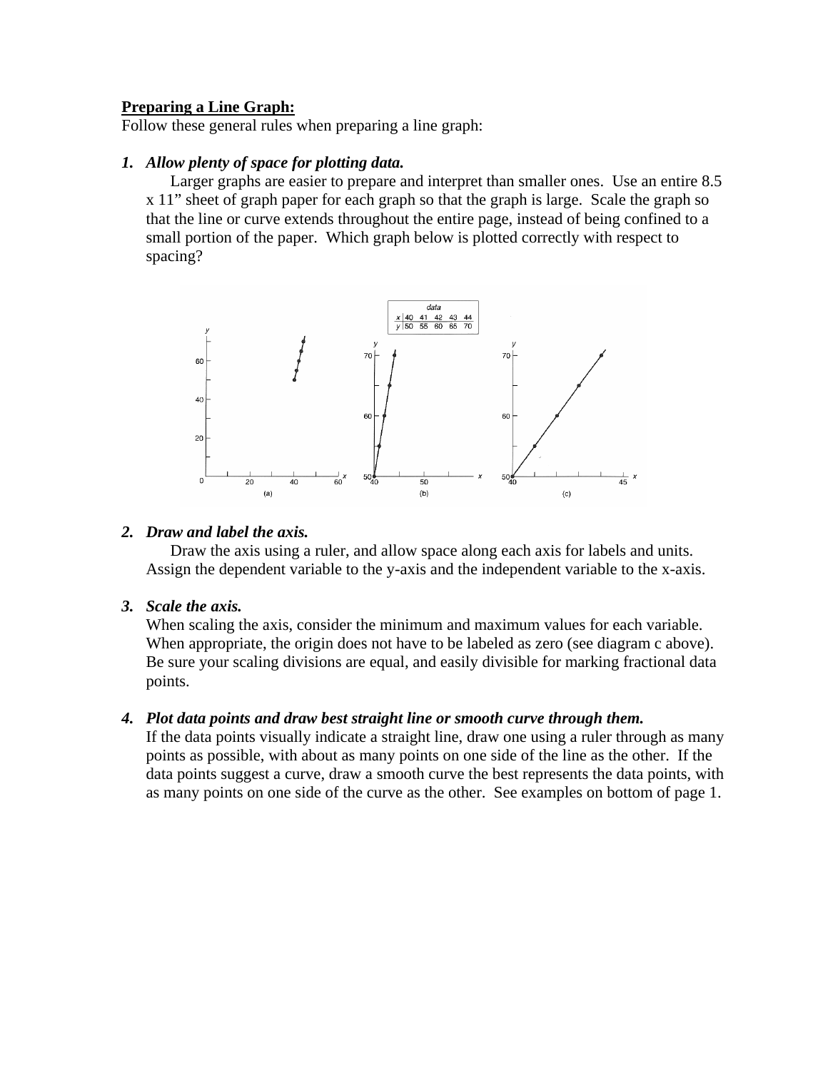**Preparing a Line Graph:**

Follow these general rules when preparing a line graph:

1. ***Allow plenty of space for plotting data.***

   Larger graphs are easier to prepare and interpret than smaller ones. Use an entire 8.5 x 11" sheet of graph paper for each graph so that the graph is large. Scale the graph so that the line or curve extends throughout the entire page, instead of being confined to a small portion of the paper. Which graph below is plotted correctly with respect to spacing?

2. ***Draw and label the axis.***

   Draw the axis using a ruler, and allow space along each axis for labels and units. Assign the dependent variable to the y-axis and the independent variable to the x-axis.

3. ***Scale the axis.***

   When scaling the axis, consider the minimum and maximum values for each variable. When appropriate, the origin does not have to be labeled as zero (see diagram c above). Be sure your scaling divisions are equal, and easily divisible for marking fractional data points.

4. ***Plot data points and draw best straight line or smooth curve through them.***

   If the data points visually indicate a straight line, draw one using a ruler through as many points as possible, with about as many points on one side of the line as the other. If the data points suggest a curve, draw a smooth curve the best represents the data points, with as many points on one side of the curve as the other. See examples on bottom of page 1.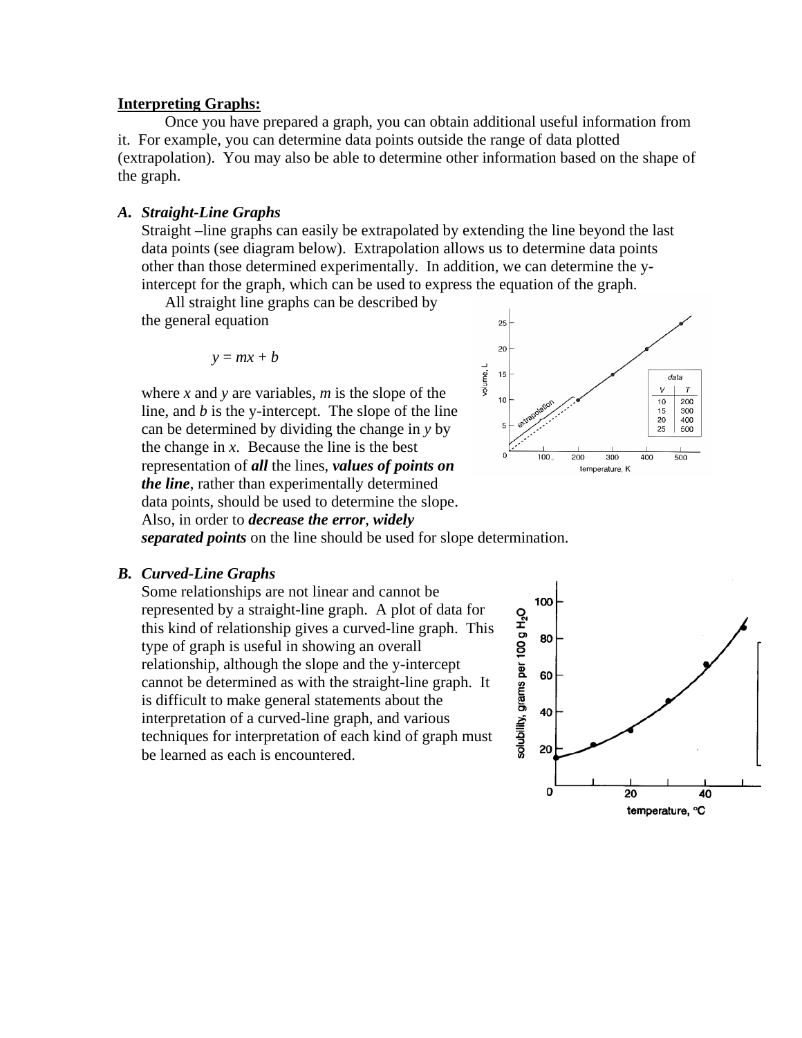## Interpreting Graphs:

Once you have prepared a graph, you can obtain additional useful information from it. For example, you can determine data points outside the range of data plotted (extrapolation). You may also be able to determine other information based on the shape of the graph.

### A. *Straight-Line Graphs*

Straight –line graphs can easily be extrapolated by extending the line beyond the last data points (see diagram below). Extrapolation allows us to determine data points other than those determined experimentally. In addition, we can determine the y-intercept for the graph, which can be used to express the equation of the graph.

All straight line graphs can be described by the general equation

$$y = mx + b$$

where $x$ and $y$ are variables, $m$ is the slope of the line, and $b$ is the y-intercept. The slope of the line can be determined by dividing the change in $y$ by the change in $x$. Because the line is the best representation of ***all*** the lines, ***values of points on the line***, rather than experimentally determined data points, should be used to determine the slope. Also, in order to ***decrease the error***, ***widely separated points*** on the line should be used for slope determination.

### B. *Curved-Line Graphs*

Some relationships are not linear and cannot be represented by a straight-line graph. A plot of data for this kind of relationship gives a curved-line graph. This type of graph is useful in showing an overall relationship, although the slope and the y-intercept cannot be determined as with the straight-line graph. It is difficult to make general statements about the interpretation of a curved-line graph, and various techniques for interpretation of each kind of graph must be learned as each is encountered.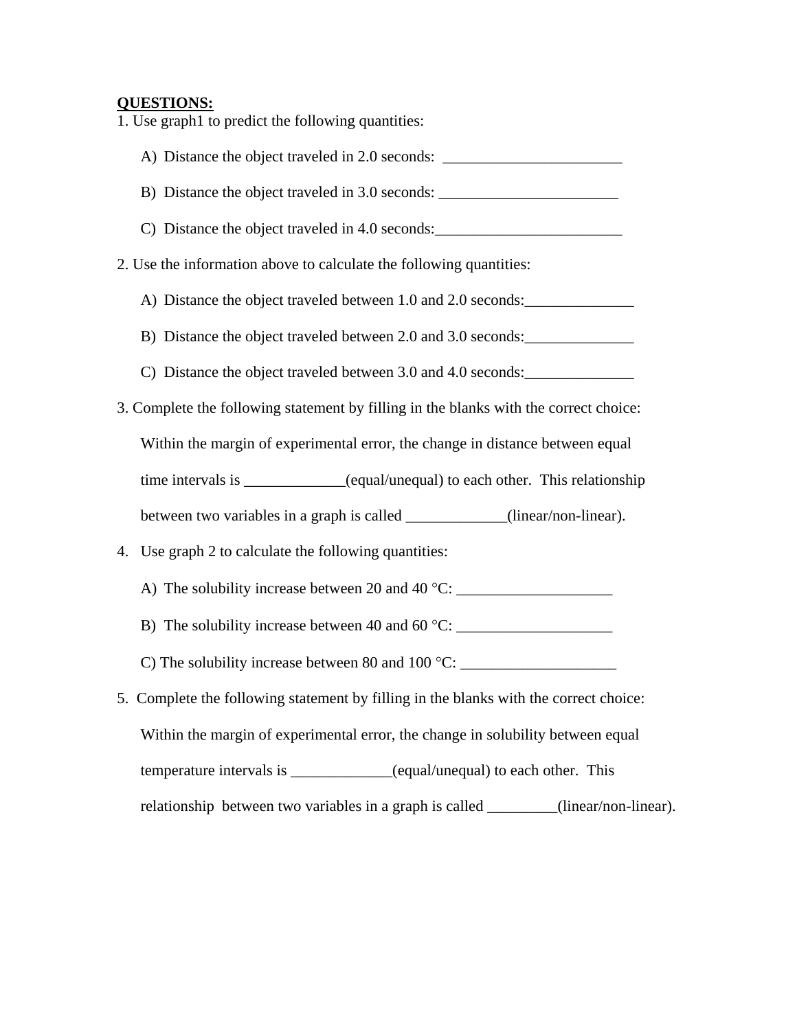**QUESTIONS:**

1. Use graph1 to predict the following quantities:

   A) Distance the object traveled in 2.0 seconds: ________________________

   B) Distance the object traveled in 3.0 seconds: ________________________

   C) Distance the object traveled in 4.0 seconds:_________________________

2. Use the information above to calculate the following quantities:

   A) Distance the object traveled between 1.0 and 2.0 seconds:______________

   B) Distance the object traveled between 2.0 and 3.0 seconds:______________

   C) Distance the object traveled between 3.0 and 4.0 seconds:______________

3. Complete the following statement by filling in the blanks with the correct choice:

   Within the margin of experimental error, the change in distance between equal time intervals is _____________(equal/unequal) to each other. This relationship between two variables in a graph is called _____________(linear/non-linear).

4. Use graph 2 to calculate the following quantities:

   A) The solubility increase between 20 and 40 °C: ____________________

   B) The solubility increase between 40 and 60 °C: ____________________

   C) The solubility increase between 80 and 100 °C: ____________________

5. Complete the following statement by filling in the blanks with the correct choice:

   Within the margin of experimental error, the change in solubility between equal temperature intervals is _____________(equal/unequal) to each other. This relationship between two variables in a graph is called _________(linear/non-linear).